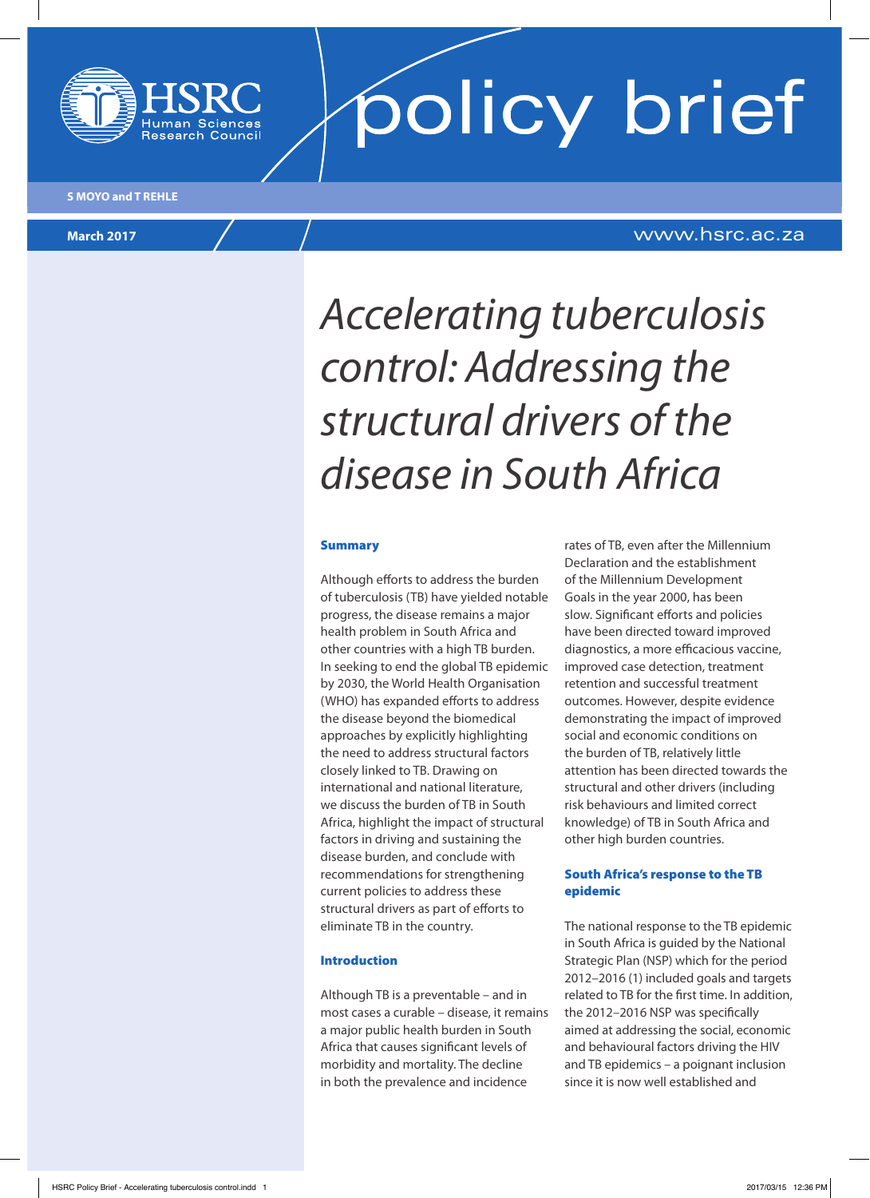HSRC Human Sciences Research Council

policy brief

S MOYO and T REHLE

March 2017

www.hsrc.ac.za

# *Accelerating tuberculosis control: Addressing the structural drivers of the disease in South Africa*

## Summary

Although efforts to address the burden of tuberculosis (TB) have yielded notable progress, the disease remains a major health problem in South Africa and other countries with a high TB burden. In seeking to end the global TB epidemic by 2030, the World Health Organisation (WHO) has expanded efforts to address the disease beyond the biomedical approaches by explicitly highlighting the need to address structural factors closely linked to TB. Drawing on international and national literature, we discuss the burden of TB in South Africa, highlight the impact of structural factors in driving and sustaining the disease burden, and conclude with recommendations for strengthening current policies to address these structural drivers as part of efforts to eliminate TB in the country.

## Introduction

Although TB is a preventable – and in most cases a curable – disease, it remains a major public health burden in South Africa that causes significant levels of morbidity and mortality. The decline in both the prevalence and incidence rates of TB, even after the Millennium Declaration and the establishment of the Millennium Development Goals in the year 2000, has been slow. Significant efforts and policies have been directed toward improved diagnostics, a more efficacious vaccine, improved case detection, treatment retention and successful treatment outcomes. However, despite evidence demonstrating the impact of improved social and economic conditions on the burden of TB, relatively little attention has been directed towards the structural and other drivers (including risk behaviours and limited correct knowledge) of TB in South Africa and other high burden countries.

## South Africa's response to the TB epidemic

The national response to the TB epidemic in South Africa is guided by the National Strategic Plan (NSP) which for the period 2012–2016 (1) included goals and targets related to TB for the first time. In addition, the 2012–2016 NSP was specifically aimed at addressing the social, economic and behavioural factors driving the HIV and TB epidemics – a poignant inclusion since it is now well established and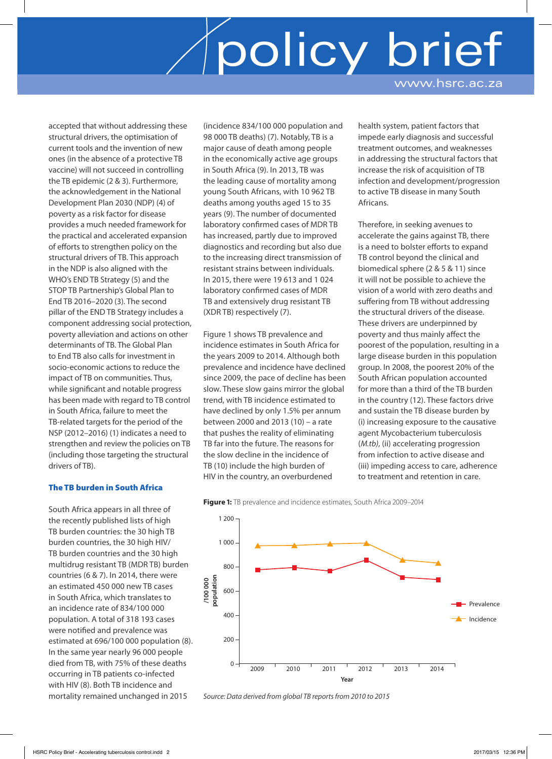accepted that without addressing these structural drivers, the optimisation of current tools and the invention of new ones (in the absence of a protective TB vaccine) will not succeed in controlling the TB epidemic (2 & 3). Furthermore, the acknowledgement in the National Development Plan 2030 (NDP) (4) of poverty as a risk factor for disease provides a much needed framework for the practical and accelerated expansion of efforts to strengthen policy on the structural drivers of TB. This approach in the NDP is also aligned with the WHO's END TB Strategy (5) and the STOP TB Partnership's Global Plan to End TB 2016–2020 (3). The second pillar of the END TB Strategy includes a component addressing social protection, poverty alleviation and actions on other determinants of TB. The Global Plan to End TB also calls for investment in socio-economic actions to reduce the impact of TB on communities. Thus, while significant and notable progress has been made with regard to TB control in South Africa, failure to meet the TB-related targets for the period of the NSP (2012–2016) (1) indicates a need to strengthen and review the policies on TB (including those targeting the structural drivers of TB).

## The TB burden in South Africa

South Africa appears in all three of the recently published lists of high TB burden countries: the 30 high TB burden countries, the 30 high HIV/TB burden countries and the 30 high multidrug resistant TB (MDR TB) burden countries (6 & 7). In 2014, there were an estimated 450 000 new TB cases in South Africa, which translates to an incidence rate of 834/100 000 population. A total of 318 193 cases were notified and prevalence was estimated at 696/100 000 population (8). In the same year nearly 96 000 people died from TB, with 75% of these deaths occurring in TB patients co-infected with HIV (8). Both TB incidence and mortality remained unchanged in 2015 (incidence 834/100 000 population and 98 000 TB deaths) (7). Notably, TB is a major cause of death among people in the economically active age groups in South Africa (9). In 2013, TB was the leading cause of mortality among young South Africans, with 10 962 TB deaths among youths aged 15 to 35 years (9). The number of documented laboratory confirmed cases of MDR TB has increased, partly due to improved diagnostics and recording but also due to the increasing direct transmission of resistant strains between individuals. In 2015, there were 19 613 and 1 024 laboratory confirmed cases of MDR TB and extensively drug resistant TB (XDR TB) respectively (7).

Figure 1 shows TB prevalence and incidence estimates in South Africa for the years 2009 to 2014. Although both prevalence and incidence have declined since 2009, the pace of decline has been slow. These slow gains mirror the global trend, with TB incidence estimated to have declined by only 1.5% per annum between 2000 and 2013 (10) – a rate that pushes the reality of eliminating TB far into the future. The reasons for the slow decline in the incidence of TB (10) include the high burden of HIV in the country, an overburdened health system, patient factors that impede early diagnosis and successful treatment outcomes, and weaknesses in addressing the structural factors that increase the risk of acquisition of TB infection and development/progression to active TB disease in many South Africans.

Therefore, in seeking avenues to accelerate the gains against TB, there is a need to bolster efforts to expand TB control beyond the clinical and biomedical sphere (2 & 5 & 11) since it will not be possible to achieve the vision of a world with zero deaths and suffering from TB without addressing the structural drivers of the disease. These drivers are underpinned by poverty and thus mainly affect the poorest of the population, resulting in a large disease burden in this population group. In 2008, the poorest 20% of the South African population accounted for more than a third of the TB burden in the country (12). These factors drive and sustain the TB disease burden by (i) increasing exposure to the causative agent Mycobacterium tuberculosis (*M.tb*), (ii) accelerating progression from infection to active disease and (iii) impeding access to care, adherence to treatment and retention in care.

**Figure 1:** TB prevalence and incidence estimates, South Africa 2009–2014

*Source: Data derived from global TB reports from 2010 to 2015*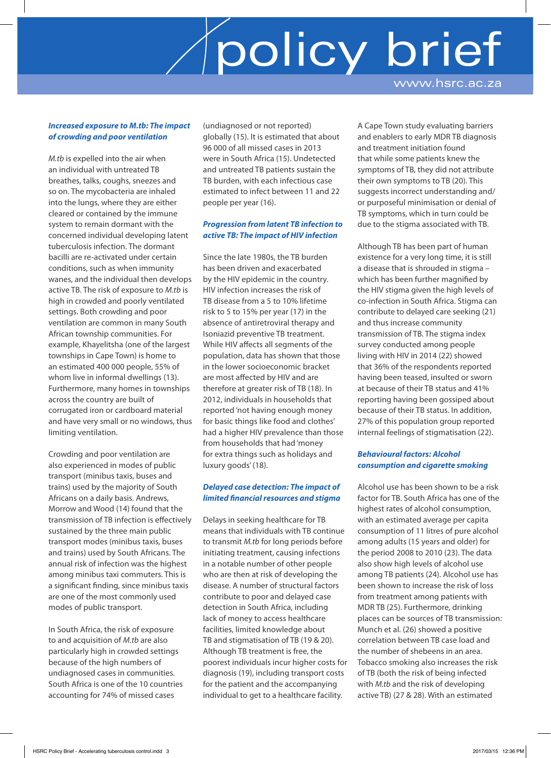### *Increased exposure to M.tb: The impact of crowding and poor ventilation*

*M.tb* is expelled into the air when an individual with untreated TB breathes, talks, coughs, sneezes and so on. The mycobacteria are inhaled into the lungs, where they are either cleared or contained by the immune system to remain dormant with the concerned individual developing latent tuberculosis infection. The dormant bacilli are re-activated under certain conditions, such as when immunity wanes, and the individual then develops active TB. The risk of exposure to *M.tb* is high in crowded and poorly ventilated settings. Both crowding and poor ventilation are common in many South African township communities. For example, Khayelitsha (one of the largest townships in Cape Town) is home to an estimated 400 000 people, 55% of whom live in informal dwellings (13). Furthermore, many homes in townships across the country are built of corrugated iron or cardboard material and have very small or no windows, thus limiting ventilation.

Crowding and poor ventilation are also experienced in modes of public transport (minibus taxis, buses and trains) used by the majority of South Africans on a daily basis. Andrews, Morrow and Wood (14) found that the transmission of TB infection is effectively sustained by the three main public transport modes (minibus taxis, buses and trains) used by South Africans. The annual risk of infection was the highest among minibus taxi commuters. This is a significant finding, since minibus taxis are one of the most commonly used modes of public transport.

In South Africa, the risk of exposure to and acquisition of *M.tb* are also particularly high in crowded settings because of the high numbers of undiagnosed cases in communities. South Africa is one of the 10 countries accounting for 74% of missed cases (undiagnosed or not reported) globally (15). It is estimated that about 96 000 of all missed cases in 2013 were in South Africa (15). Undetected and untreated TB patients sustain the TB burden, with each infectious case estimated to infect between 11 and 22 people per year (16).

### *Progression from latent TB infection to active TB: The impact of HIV infection*

Since the late 1980s, the TB burden has been driven and exacerbated by the HIV epidemic in the country. HIV infection increases the risk of TB disease from a 5 to 10% lifetime risk to 5 to 15% per year (17) in the absence of antiretroviral therapy and Isoniazid preventive TB treatment. While HIV affects all segments of the population, data has shown that those in the lower socioeconomic bracket are most affected by HIV and are therefore at greater risk of TB (18). In 2012, individuals in households that reported 'not having enough money for basic things like food and clothes' had a higher HIV prevalence than those from households that had 'money for extra things such as holidays and luxury goods' (18).

### *Delayed case detection: The impact of limited financial resources and stigma*

Delays in seeking healthcare for TB means that individuals with TB continue to transmit *M.tb* for long periods before initiating treatment, causing infections in a notable number of other people who are then at risk of developing the disease. A number of structural factors contribute to poor and delayed case detection in South Africa, including lack of money to access healthcare facilities, limited knowledge about TB and stigmatisation of TB (19 & 20). Although TB treatment is free, the poorest individuals incur higher costs for diagnosis (19), including transport costs for the patient and the accompanying individual to get to a healthcare facility.

A Cape Town study evaluating barriers and enablers to early MDR TB diagnosis and treatment initiation found that while some patients knew the symptoms of TB, they did not attribute their own symptoms to TB (20). This suggests incorrect understanding and/or purposeful minimisation or denial of TB symptoms, which in turn could be due to the stigma associated with TB.

Although TB has been part of human existence for a very long time, it is still a disease that is shrouded in stigma – which has been further magnified by the HIV stigma given the high levels of co-infection in South Africa. Stigma can contribute to delayed care seeking (21) and thus increase community transmission of TB. The stigma index survey conducted among people living with HIV in 2014 (22) showed that 36% of the respondents reported having been teased, insulted or sworn at because of their TB status and 41% reporting having been gossiped about because of their TB status. In addition, 27% of this population group reported internal feelings of stigmatisation (22).

### *Behavioural factors: Alcohol consumption and cigarette smoking*

Alcohol use has been shown to be a risk factor for TB. South Africa has one of the highest rates of alcohol consumption, with an estimated average per capita consumption of 11 litres of pure alcohol among adults (15 years and older) for the period 2008 to 2010 (23). The data also show high levels of alcohol use among TB patients (24). Alcohol use has been shown to increase the risk of loss from treatment among patients with MDR TB (25). Furthermore, drinking places can be sources of TB transmission: Munch et al. (26) showed a positive correlation between TB case load and the number of shebeens in an area. Tobacco smoking also increases the risk of TB (both the risk of being infected with *M.tb* and the risk of developing active TB) (27 & 28). With an estimated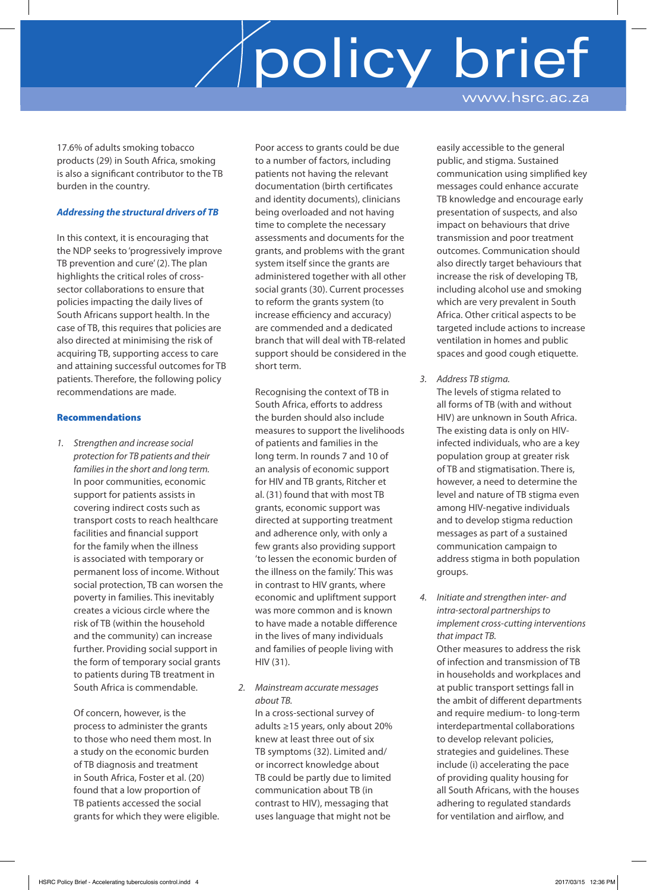17.6% of adults smoking tobacco products (29) in South Africa, smoking is also a significant contributor to the TB burden in the country.

### *Addressing the structural drivers of TB*

In this context, it is encouraging that the NDP seeks to 'progressively improve TB prevention and cure' (2). The plan highlights the critical roles of cross-sector collaborations to ensure that policies impacting the daily lives of South Africans support health. In the case of TB, this requires that policies are also directed at minimising the risk of acquiring TB, supporting access to care and attaining successful outcomes for TB patients. Therefore, the following policy recommendations are made.

## Recommendations

1. *Strengthen and increase social protection for TB patients and their families in the short and long term.*
   In poor communities, economic support for patients assists in covering indirect costs such as transport costs to reach healthcare facilities and financial support for the family when the illness is associated with temporary or permanent loss of income. Without social protection, TB can worsen the poverty in families. This inevitably creates a vicious circle where the risk of TB (within the household and the community) can increase further. Providing social support in the form of temporary social grants to patients during TB treatment in South Africa is commendable.

   Of concern, however, is the process to administer the grants to those who need them most. In a study on the economic burden of TB diagnosis and treatment in South Africa, Foster et al. (20) found that a low proportion of TB patients accessed the social grants for which they were eligible. Poor access to grants could be due to a number of factors, including patients not having the relevant documentation (birth certificates and identity documents), clinicians being overloaded and not having time to complete the necessary assessments and documents for the grants, and problems with the grant system itself since the grants are administered together with all other social grants (30). Current processes to reform the grants system (to increase efficiency and accuracy) are commended and a dedicated branch that will deal with TB-related support should be considered in the short term.

   Recognising the context of TB in South Africa, efforts to address the burden should also include measures to support the livelihoods of patients and families in the long term. In rounds 7 and 10 of an analysis of economic support for HIV and TB grants, Ritcher et al. (31) found that with most TB grants, economic support was directed at supporting treatment and adherence only, with only a few grants also providing support 'to lessen the economic burden of the illness on the family.' This was in contrast to HIV grants, where economic and upliftment support was more common and is known to have made a notable difference in the lives of many individuals and families of people living with HIV (31).

2. *Mainstream accurate messages about TB.*
   In a cross-sectional survey of adults ≥15 years, only about 20% knew at least three out of six TB symptoms (32). Limited and/or incorrect knowledge about TB could be partly due to limited communication about TB (in contrast to HIV), messaging that uses language that might not be easily accessible to the general public, and stigma. Sustained communication using simplified key messages could enhance accurate TB knowledge and encourage early presentation of suspects, and also impact on behaviours that drive transmission and poor treatment outcomes. Communication should also directly target behaviours that increase the risk of developing TB, including alcohol use and smoking which are very prevalent in South Africa. Other critical aspects to be targeted include actions to increase ventilation in homes and public spaces and good cough etiquette.

3. *Address TB stigma.*
   The levels of stigma related to all forms of TB (with and without HIV) are unknown in South Africa. The existing data is only on HIV-infected individuals, who are a key population group at greater risk of TB and stigmatisation. There is, however, a need to determine the level and nature of TB stigma even among HIV-negative individuals and to develop stigma reduction messages as part of a sustained communication campaign to address stigma in both population groups.

4. *Initiate and strengthen inter- and intra-sectoral partnerships to implement cross-cutting interventions that impact TB.*
   Other measures to address the risk of infection and transmission of TB in households and workplaces and at public transport settings fall in the ambit of different departments and require medium- to long-term interdepartmental collaborations to develop relevant policies, strategies and guidelines. These include (i) accelerating the pace of providing quality housing for all South Africans, with the houses adhering to regulated standards for ventilation and airflow, and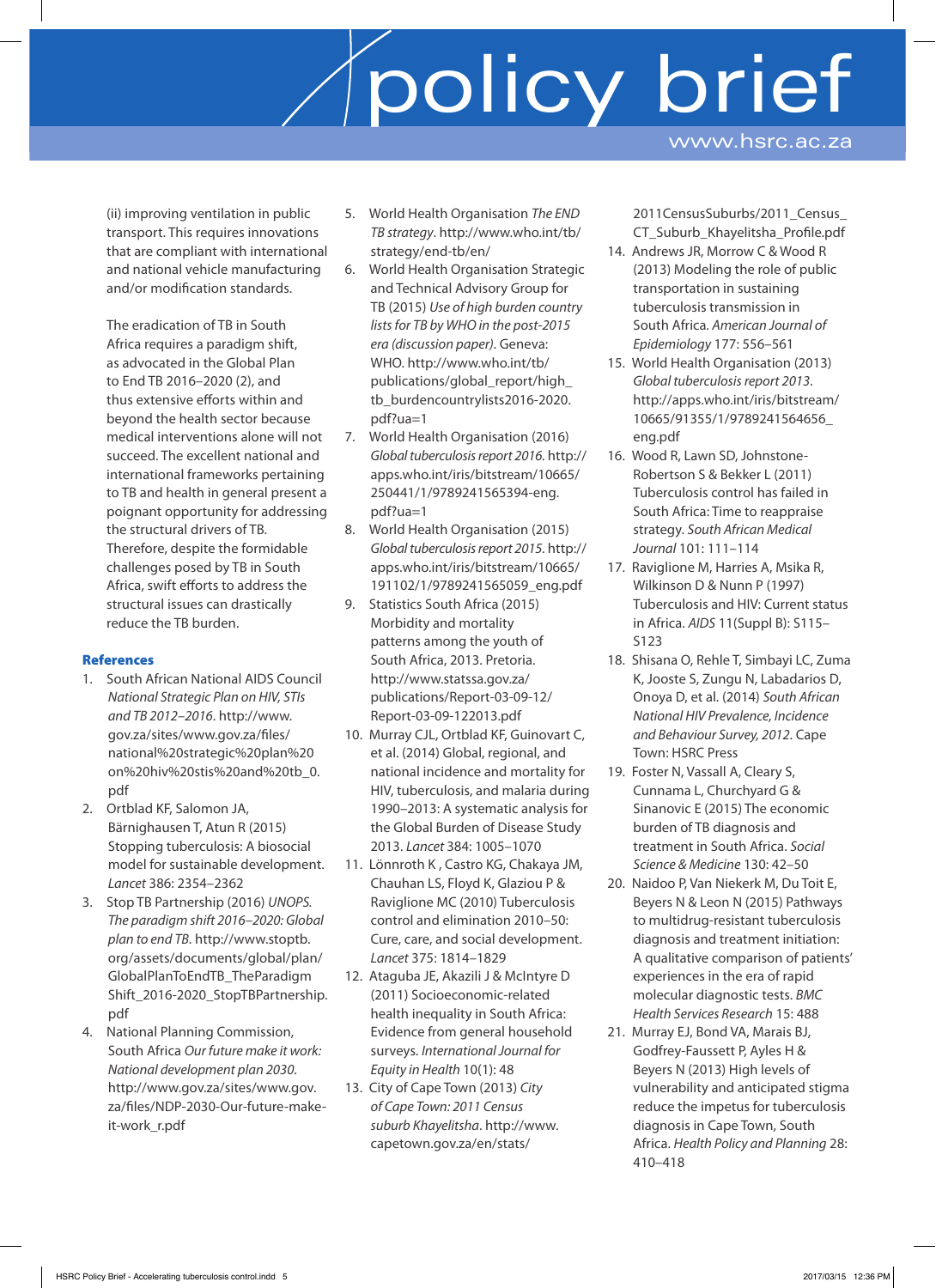(ii) improving ventilation in public transport. This requires innovations that are compliant with international and national vehicle manufacturing and/or modification standards.

The eradication of TB in South Africa requires a paradigm shift, as advocated in the Global Plan to End TB 2016–2020 (2), and thus extensive efforts within and beyond the health sector because medical interventions alone will not succeed. The excellent national and international frameworks pertaining to TB and health in general present a poignant opportunity for addressing the structural drivers of TB. Therefore, despite the formidable challenges posed by TB in South Africa, swift efforts to address the structural issues can drastically reduce the TB burden.

### References

1. South African National AIDS Council *National Strategic Plan on HIV, STIs and TB 2012–2016*. http://www.gov.za/sites/www.gov.za/files/national%20strategic%20plan%20on%20hiv%20stis%20and%20tb_0.pdf
2. Ortblad KF, Salomon JA, Bärnighausen T, Atun R (2015) Stopping tuberculosis: A biosocial model for sustainable development. *Lancet* 386: 2354–2362
3. Stop TB Partnership (2016) *UNOPS. The paradigm shift 2016–2020: Global plan to end TB*. http://www.stoptb.org/assets/documents/global/plan/GlobalPlanToEndTB_TheParadigmShift_2016-2020_StopTBPartnership.pdf
4. National Planning Commission, South Africa *Our future make it work: National development plan 2030*. http://www.gov.za/sites/www.gov.za/files/NDP-2030-Our-future-make-it-work_r.pdf
5. World Health Organisation *The END TB strategy*. http://www.who.int/tb/strategy/end-tb/en/
6. World Health Organisation Strategic and Technical Advisory Group for TB (2015) *Use of high burden country lists for TB by WHO in the post-2015 era (discussion paper)*. Geneva: WHO. http://www.who.int/tb/publications/global_report/high_tb_burdencountrylists2016-2020.pdf?ua=1
7. World Health Organisation (2016) *Global tuberculosis report 2016*. http://apps.who.int/iris/bitstream/10665/250441/1/9789241565394-eng.pdf?ua=1
8. World Health Organisation (2015) *Global tuberculosis report 2015*. http://apps.who.int/iris/bitstream/10665/191102/1/9789241565059_eng.pdf
9. Statistics South Africa (2015) Morbidity and mortality patterns among the youth of South Africa, 2013. Pretoria. http://www.statssa.gov.za/publications/Report-03-09-12/Report-03-09-122013.pdf
10. Murray CJL, Ortblad KF, Guinovart C, et al. (2014) Global, regional, and national incidence and mortality for HIV, tuberculosis, and malaria during 1990–2013: A systematic analysis for the Global Burden of Disease Study 2013. *Lancet* 384: 1005–1070
11. Lönnroth K , Castro KG, Chakaya JM, Chauhan LS, Floyd K, Glaziou P & Raviglione MC (2010) Tuberculosis control and elimination 2010–50: Cure, care, and social development. *Lancet* 375: 1814–1829
12. Ataguba JE, Akazili J & McIntyre D (2011) Socioeconomic-related health inequality in South Africa: Evidence from general household surveys. *International Journal for Equity in Health* 10(1): 48
13. City of Cape Town (2013) *City of Cape Town: 2011 Census suburb Khayelitsha*. http://www.capetown.gov.za/en/stats/2011CensusSuburbs/2011_Census_CT_Suburb_Khayelitsha_Profile.pdf
14. Andrews JR, Morrow C & Wood R (2013) Modeling the role of public transportation in sustaining tuberculosis transmission in South Africa. *American Journal of Epidemiology* 177: 556–561
15. World Health Organisation (2013) *Global tuberculosis report 2013*. http://apps.who.int/iris/bitstream/10665/91355/1/9789241564656_eng.pdf
16. Wood R, Lawn SD, Johnstone-Robertson S & Bekker L (2011) Tuberculosis control has failed in South Africa: Time to reappraise strategy. *South African Medical Journal* 101: 111–114
17. Raviglione M, Harries A, Msika R, Wilkinson D & Nunn P (1997) Tuberculosis and HIV: Current status in Africa. *AIDS* 11(Suppl B): S115–S123
18. Shisana O, Rehle T, Simbayi LC, Zuma K, Jooste S, Zungu N, Labadarios D, Onoya D, et al. (2014) *South African National HIV Prevalence, Incidence and Behaviour Survey, 2012*. Cape Town: HSRC Press
19. Foster N, Vassall A, Cleary S, Cunnama L, Churchyard G & Sinanovic E (2015) The economic burden of TB diagnosis and treatment in South Africa. *Social Science & Medicine* 130: 42–50
20. Naidoo P, Van Niekerk M, Du Toit E, Beyers N & Leon N (2015) Pathways to multidrug-resistant tuberculosis diagnosis and treatment initiation: A qualitative comparison of patients' experiences in the era of rapid molecular diagnostic tests. *BMC Health Services Research* 15: 488
21. Murray EJ, Bond VA, Marais BJ, Godfrey-Faussett P, Ayles H & Beyers N (2013) High levels of vulnerability and anticipated stigma reduce the impetus for tuberculosis diagnosis in Cape Town, South Africa. *Health Policy and Planning* 28: 410–418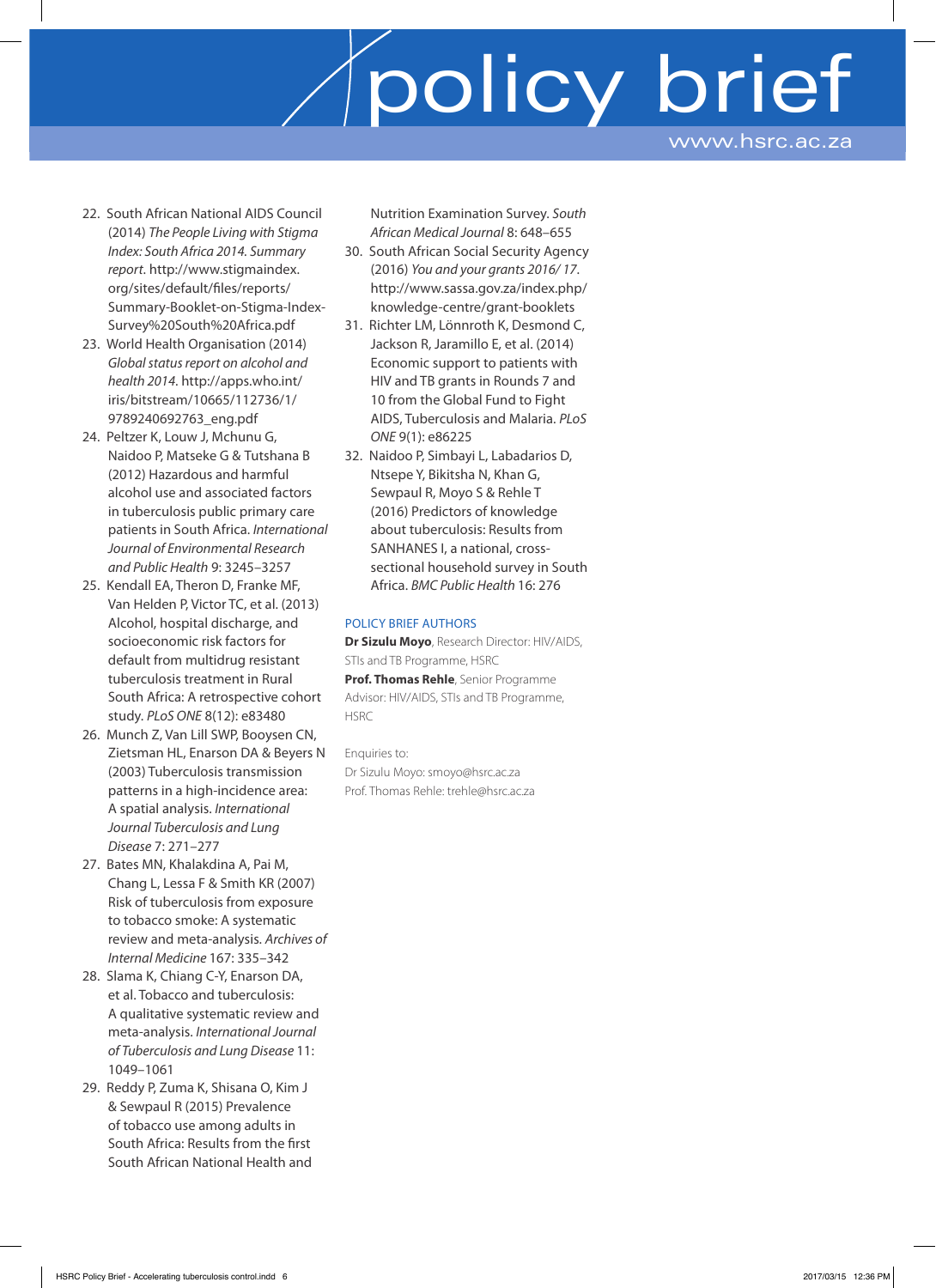22. South African National AIDS Council (2014) *The People Living with Stigma Index: South Africa 2014. Summary report*. http://www.stigmaindex.org/sites/default/files/reports/Summary-Booklet-on-Stigma-Index-Survey%20South%20Africa.pdf
23. World Health Organisation (2014) *Global status report on alcohol and health 2014*. http://apps.who.int/iris/bitstream/10665/112736/1/9789240692763_eng.pdf
24. Peltzer K, Louw J, Mchunu G, Naidoo P, Matseke G & Tutshana B (2012) Hazardous and harmful alcohol use and associated factors in tuberculosis public primary care patients in South Africa. *International Journal of Environmental Research and Public Health* 9: 3245–3257
25. Kendall EA, Theron D, Franke MF, Van Helden P, Victor TC, et al. (2013) Alcohol, hospital discharge, and socioeconomic risk factors for default from multidrug resistant tuberculosis treatment in Rural South Africa: A retrospective cohort study. *PLoS ONE* 8(12): e83480
26. Munch Z, Van Lill SWP, Booysen CN, Zietsman HL, Enarson DA & Beyers N (2003) Tuberculosis transmission patterns in a high-incidence area: A spatial analysis. *International Journal Tuberculosis and Lung Disease* 7: 271–277
27. Bates MN, Khalakdina A, Pai M, Chang L, Lessa F & Smith KR (2007) Risk of tuberculosis from exposure to tobacco smoke: A systematic review and meta-analysis. *Archives of Internal Medicine* 167: 335–342
28. Slama K, Chiang C-Y, Enarson DA, et al. Tobacco and tuberculosis: A qualitative systematic review and meta-analysis. *International Journal of Tuberculosis and Lung Disease* 11: 1049–1061
29. Reddy P, Zuma K, Shisana O, Kim J & Sewpaul R (2015) Prevalence of tobacco use among adults in South Africa: Results from the first South African National Health and Nutrition Examination Survey. *South African Medical Journal* 8: 648–655
30. South African Social Security Agency (2016) *You and your grants 2016/ 17*. http://www.sassa.gov.za/index.php/knowledge-centre/grant-booklets
31. Richter LM, Lönnroth K, Desmond C, Jackson R, Jaramillo E, et al. (2014) Economic support to patients with HIV and TB grants in Rounds 7 and 10 from the Global Fund to Fight AIDS, Tuberculosis and Malaria. *PLoS ONE* 9(1): e86225
32. Naidoo P, Simbayi L, Labadarios D, Ntsepe Y, Bikitsha N, Khan G, Sewpaul R, Moyo S & Rehle T (2016) Predictors of knowledge about tuberculosis: Results from SANHANES I, a national, cross-sectional household survey in South Africa. *BMC Public Health* 16: 276

## POLICY BRIEF AUTHORS

**Dr Sizulu Moyo**, Research Director: HIV/AIDS, STIs and TB Programme, HSRC

**Prof. Thomas Rehle**, Senior Programme Advisor: HIV/AIDS, STIs and TB Programme, HSRC

Enquiries to:

Dr Sizulu Moyo: smoyo@hsrc.ac.za

Prof. Thomas Rehle: trehle@hsrc.ac.za